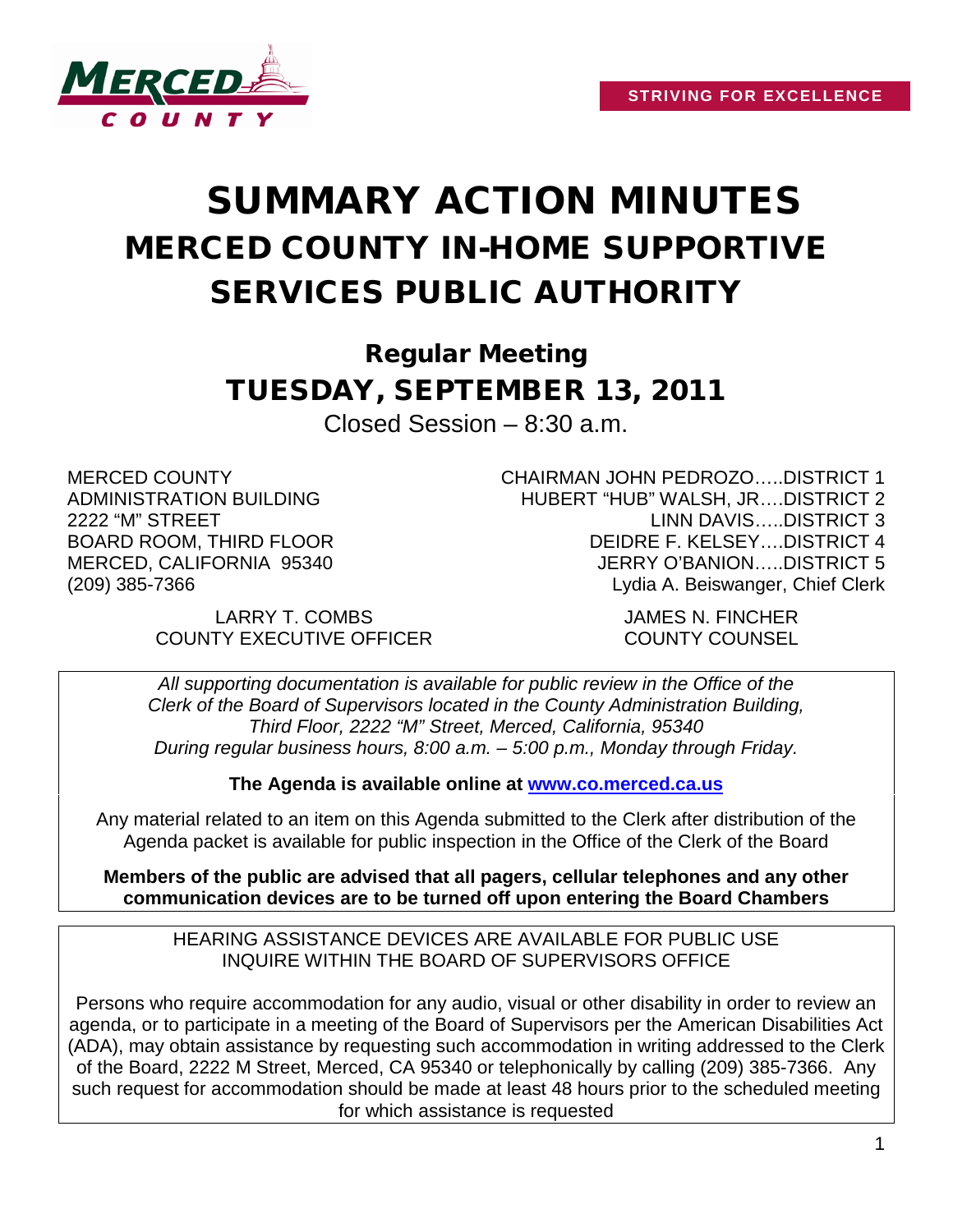STRIVING FOR EXCELLENCE

# SUMMARY ACTION MINUTES
# MERCED COUNTY IN-HOME SUPPORTIVE SERVICES PUBLIC AUTHORITY

## Regular Meeting
## TUESDAY, SEPTEMBER 13, 2011

Closed Session – 8:30 a.m.

MERCED COUNTY
ADMINISTRATION BUILDING
2222 "M" STREET
BOARD ROOM, THIRD FLOOR
MERCED, CALIFORNIA 95340
(209) 385-7366

CHAIRMAN JOHN PEDROZO…..DISTRICT 1
HUBERT "HUB" WALSH, JR….DISTRICT 2
LINN DAVIS…..DISTRICT 3
DEIDRE F. KELSEY….DISTRICT 4
JERRY O'BANION…..DISTRICT 5
Lydia A. Beiswanger, Chief Clerk

LARRY T. COMBS
COUNTY EXECUTIVE OFFICER

JAMES N. FINCHER
COUNTY COUNSEL

*All supporting documentation is available for public review in the Office of the Clerk of the Board of Supervisors located in the County Administration Building, Third Floor, 2222 "M" Street, Merced, California, 95340 During regular business hours, 8:00 a.m. – 5:00 p.m., Monday through Friday.*

**The Agenda is available online at [www.co.merced.ca.us](http://www.co.merced.ca.us)**

Any material related to an item on this Agenda submitted to the Clerk after distribution of the Agenda packet is available for public inspection in the Office of the Clerk of the Board

**Members of the public are advised that all pagers, cellular telephones and any other communication devices are to be turned off upon entering the Board Chambers**

HEARING ASSISTANCE DEVICES ARE AVAILABLE FOR PUBLIC USE
INQUIRE WITHIN THE BOARD OF SUPERVISORS OFFICE

Persons who require accommodation for any audio, visual or other disability in order to review an agenda, or to participate in a meeting of the Board of Supervisors per the American Disabilities Act (ADA), may obtain assistance by requesting such accommodation in writing addressed to the Clerk of the Board, 2222 M Street, Merced, CA 95340 or telephonically by calling (209) 385-7366. Any such request for accommodation should be made at least 48 hours prior to the scheduled meeting for which assistance is requested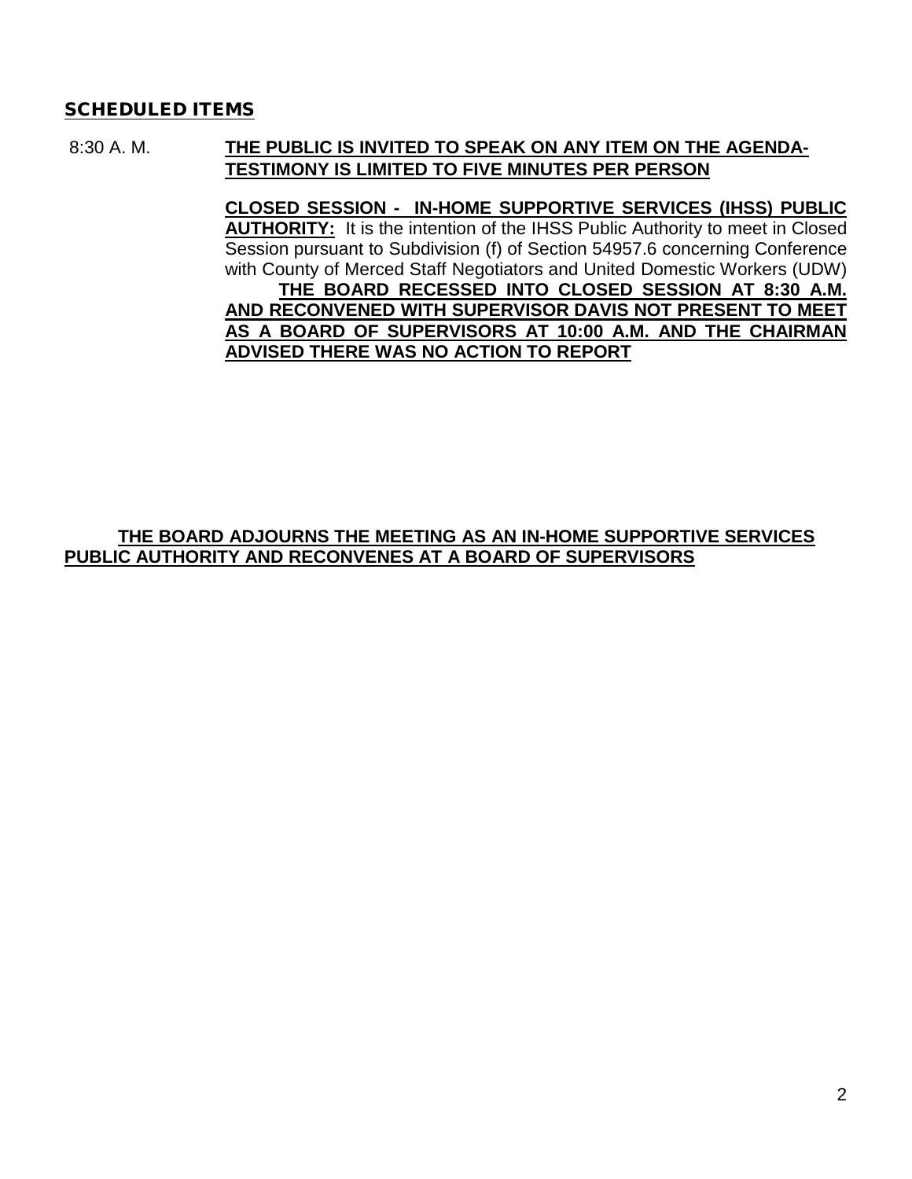## SCHEDULED ITEMS

8:30 A. M. **THE PUBLIC IS INVITED TO SPEAK ON ANY ITEM ON THE AGENDA-TESTIMONY IS LIMITED TO FIVE MINUTES PER PERSON**

**CLOSED SESSION - IN-HOME SUPPORTIVE SERVICES (IHSS) PUBLIC AUTHORITY:** It is the intention of the IHSS Public Authority to meet in Closed Session pursuant to Subdivision (f) of Section 54957.6 concerning Conference with County of Merced Staff Negotiators and United Domestic Workers (UDW)

**THE BOARD RECESSED INTO CLOSED SESSION AT 8:30 A.M. AND RECONVENED WITH SUPERVISOR DAVIS NOT PRESENT TO MEET AS A BOARD OF SUPERVISORS AT 10:00 A.M. AND THE CHAIRMAN ADVISED THERE WAS NO ACTION TO REPORT**

**THE BOARD ADJOURNS THE MEETING AS AN IN-HOME SUPPORTIVE SERVICES PUBLIC AUTHORITY AND RECONVENES AT A BOARD OF SUPERVISORS**